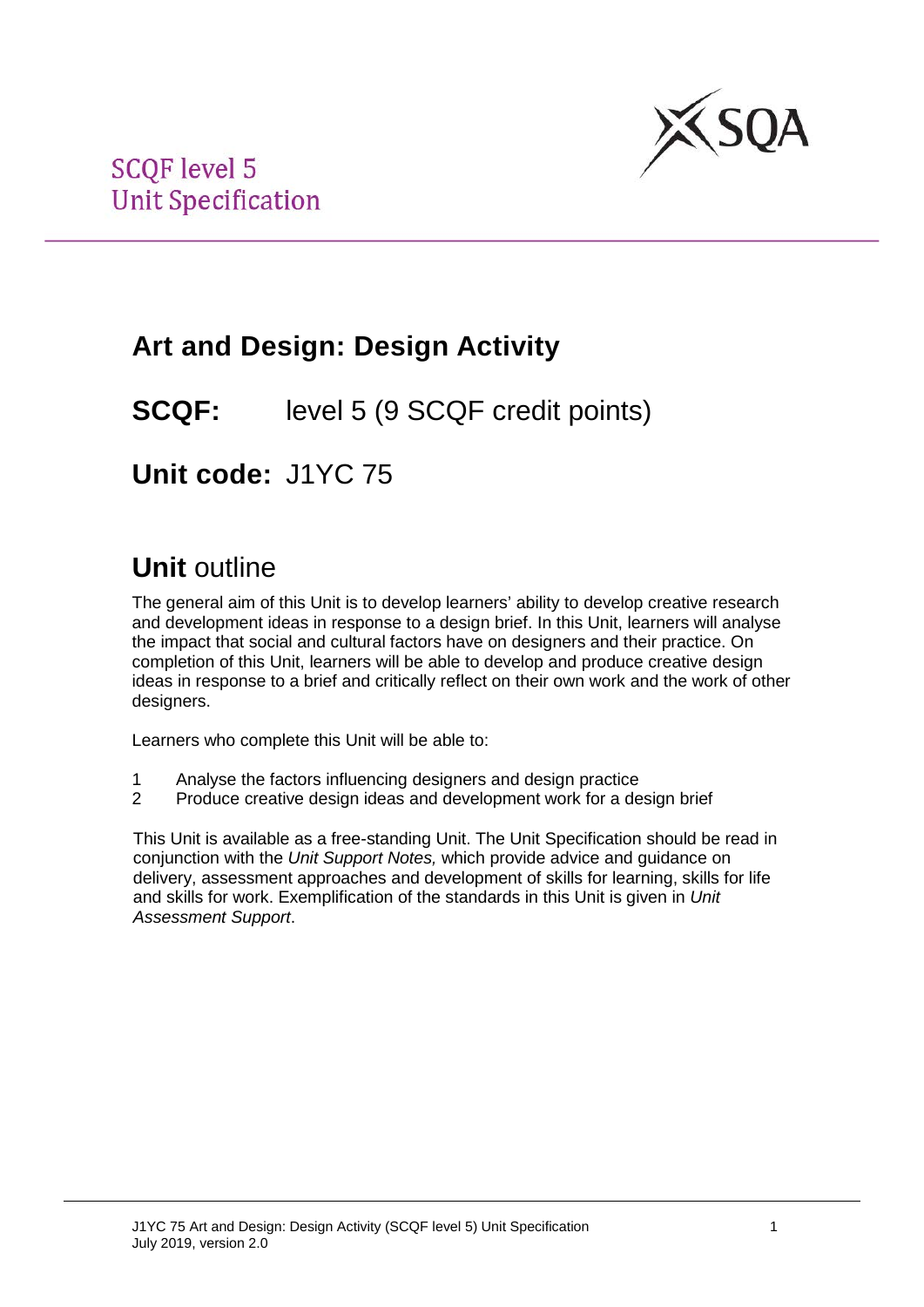SCQF level 5
Unit Specification

# Art and Design: Design Activity

## **SCQF:** level 5 (9 SCQF credit points)

## **Unit code:** J1YC 75

## **Unit** outline

The general aim of this Unit is to develop learners' ability to develop creative research and development ideas in response to a design brief. In this Unit, learners will analyse the impact that social and cultural factors have on designers and their practice. On completion of this Unit, learners will be able to develop and produce creative design ideas in response to a brief and critically reflect on their own work and the work of other designers.

Learners who complete this Unit will be able to:

1 Analyse the factors influencing designers and design practice
2 Produce creative design ideas and development work for a design brief

This Unit is available as a free-standing Unit. The Unit Specification should be read in conjunction with the *Unit Support Notes,* which provide advice and guidance on delivery, assessment approaches and development of skills for learning, skills for life and skills for work. Exemplification of the standards in this Unit is given in *Unit Assessment Support*.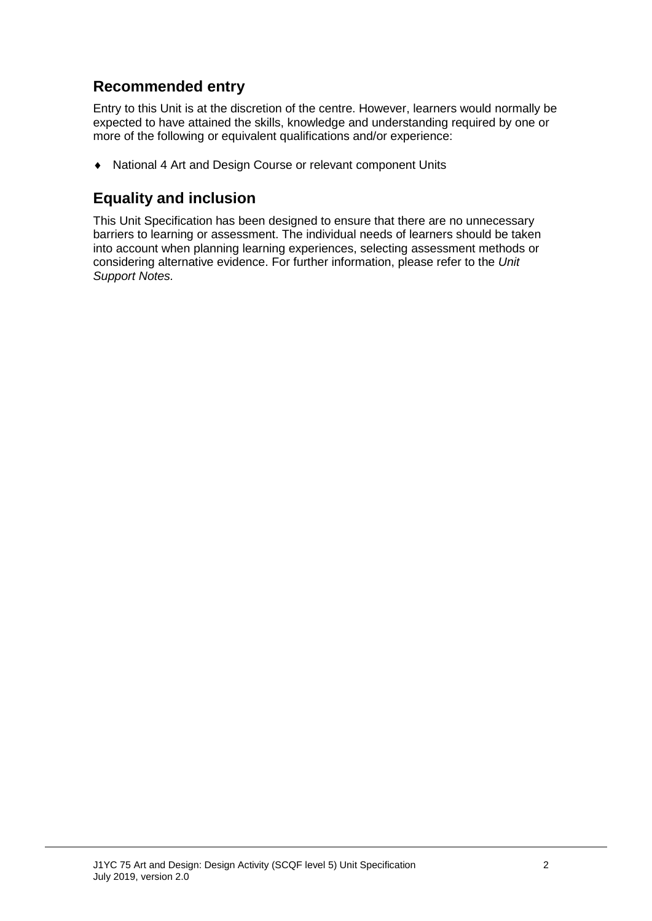## Recommended entry

Entry to this Unit is at the discretion of the centre. However, learners would normally be expected to have attained the skills, knowledge and understanding required by one or more of the following or equivalent qualifications and/or experience:

- National 4 Art and Design Course or relevant component Units

## Equality and inclusion

This Unit Specification has been designed to ensure that there are no unnecessary barriers to learning or assessment. The individual needs of learners should be taken into account when planning learning experiences, selecting assessment methods or considering alternative evidence. For further information, please refer to the *Unit Support Notes.*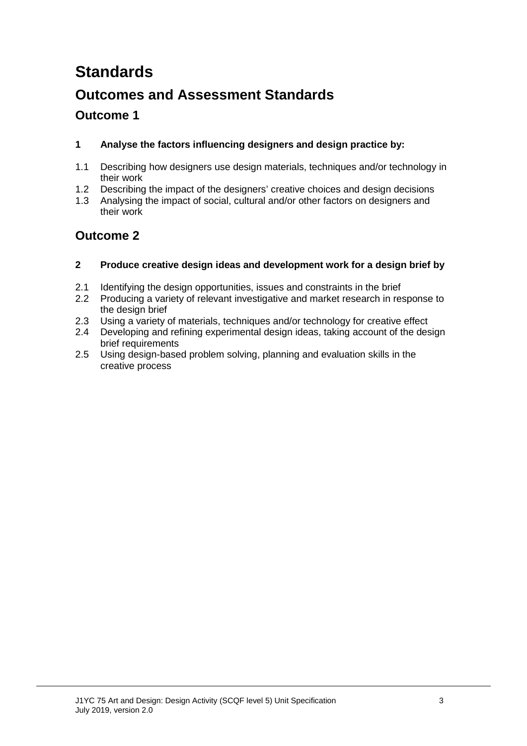# Standards

## Outcomes and Assessment Standards

### Outcome 1

**1 Analyse the factors influencing designers and design practice by:**

1.1 Describing how designers use design materials, techniques and/or technology in their work
1.2 Describing the impact of the designers' creative choices and design decisions
1.3 Analysing the impact of social, cultural and/or other factors on designers and their work

### Outcome 2

**2 Produce creative design ideas and development work for a design brief by**

2.1 Identifying the design opportunities, issues and constraints in the brief
2.2 Producing a variety of relevant investigative and market research in response to the design brief
2.3 Using a variety of materials, techniques and/or technology for creative effect
2.4 Developing and refining experimental design ideas, taking account of the design brief requirements
2.5 Using design-based problem solving, planning and evaluation skills in the creative process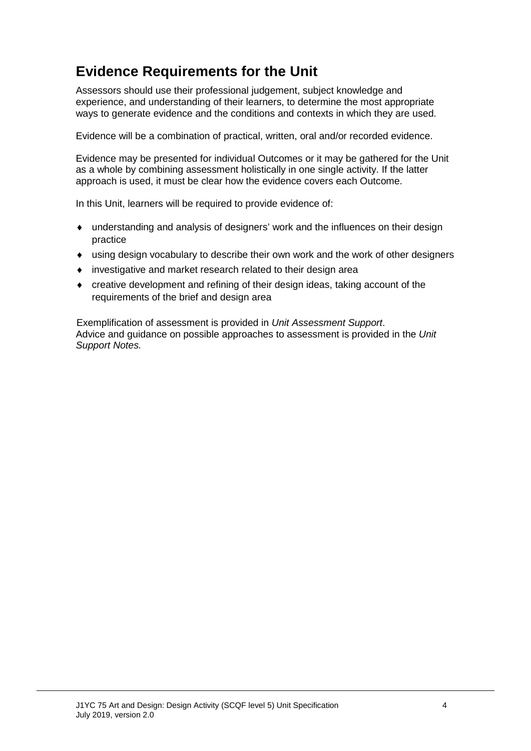## Evidence Requirements for the Unit

Assessors should use their professional judgement, subject knowledge and experience, and understanding of their learners, to determine the most appropriate ways to generate evidence and the conditions and contexts in which they are used.

Evidence will be a combination of practical, written, oral and/or recorded evidence.

Evidence may be presented for individual Outcomes or it may be gathered for the Unit as a whole by combining assessment holistically in one single activity. If the latter approach is used, it must be clear how the evidence covers each Outcome.

In this Unit, learners will be required to provide evidence of:

- understanding and analysis of designers' work and the influences on their design practice
- using design vocabulary to describe their own work and the work of other designers
- investigative and market research related to their design area
- creative development and refining of their design ideas, taking account of the requirements of the brief and design area

Exemplification of assessment is provided in *Unit Assessment Support*. Advice and guidance on possible approaches to assessment is provided in the *Unit Support Notes.*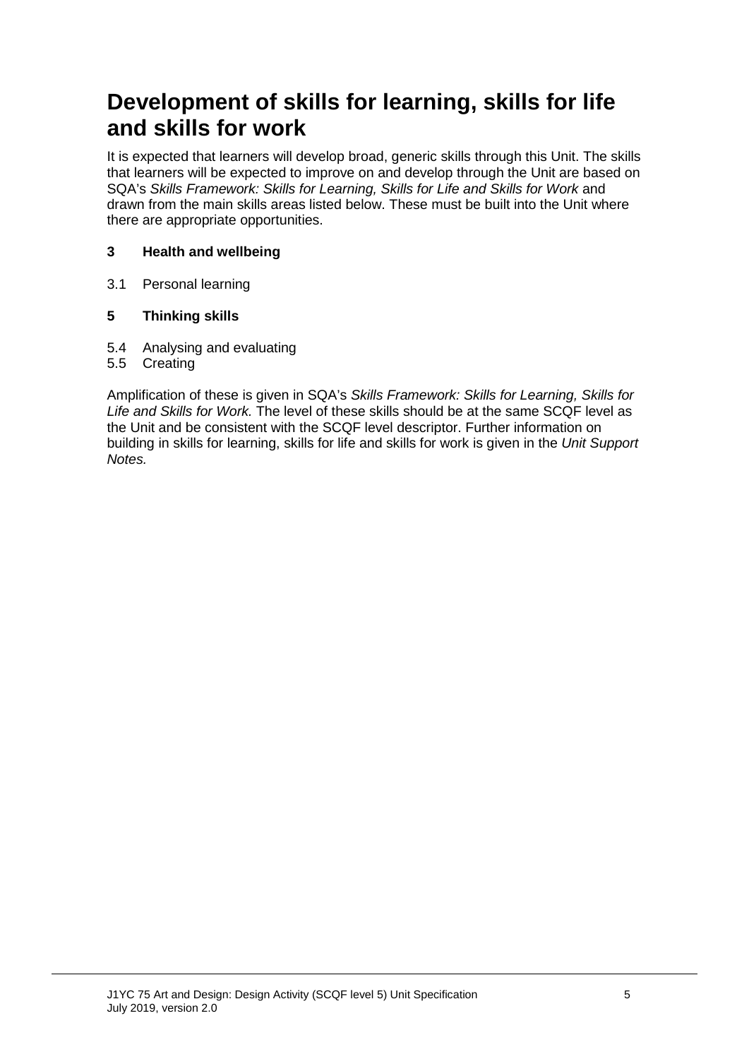# Development of skills for learning, skills for life and skills for work

It is expected that learners will develop broad, generic skills through this Unit. The skills that learners will be expected to improve on and develop through the Unit are based on SQA's *Skills Framework: Skills for Learning, Skills for Life and Skills for Work* and drawn from the main skills areas listed below. These must be built into the Unit where there are appropriate opportunities.

**3 Health and wellbeing**

3.1 Personal learning

**5 Thinking skills**

5.4 Analysing and evaluating
5.5 Creating

Amplification of these is given in SQA's *Skills Framework: Skills for Learning, Skills for Life and Skills for Work.* The level of these skills should be at the same SCQF level as the Unit and be consistent with the SCQF level descriptor. Further information on building in skills for learning, skills for life and skills for work is given in the *Unit Support Notes.*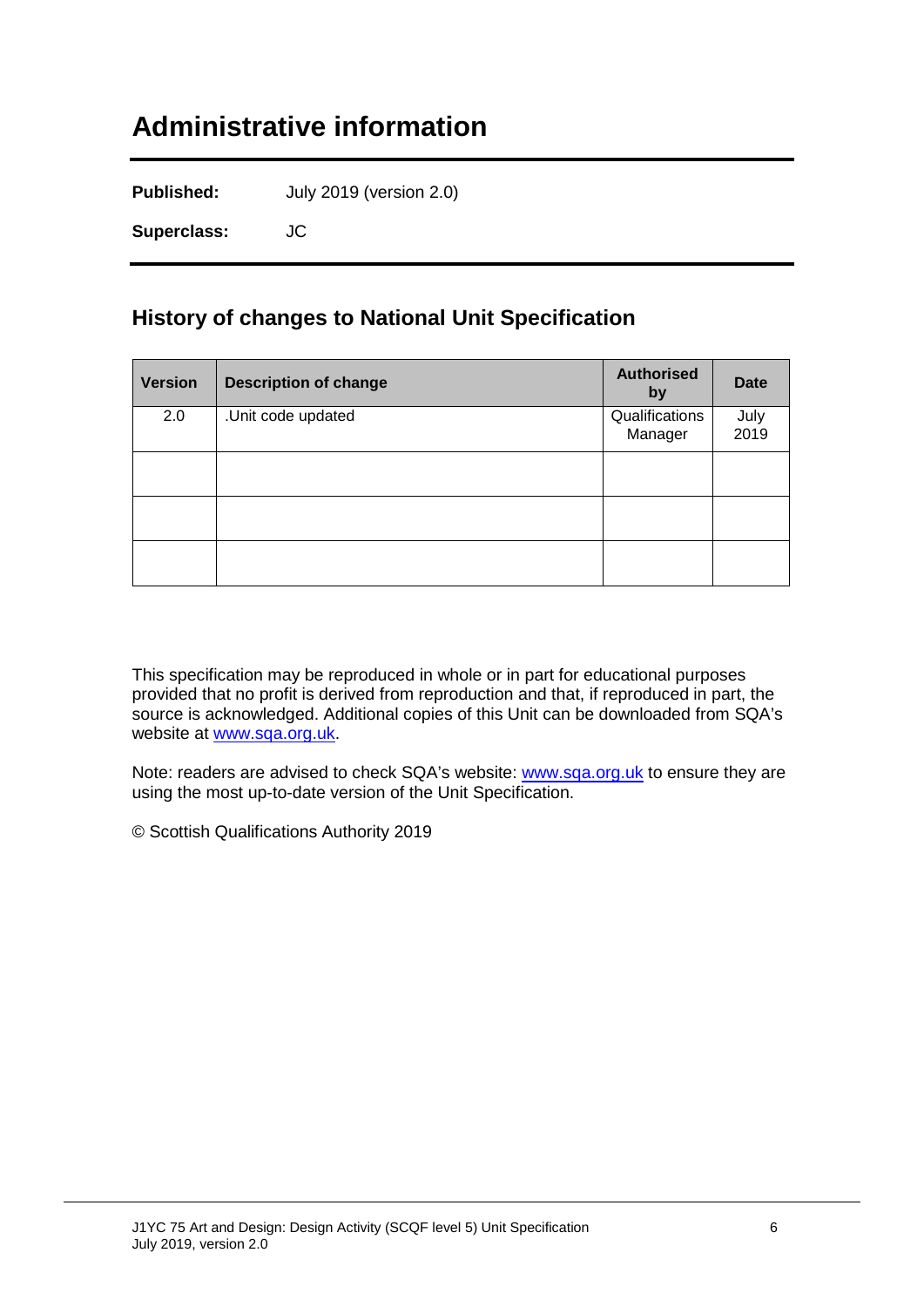# Administrative information

**Published:** July 2019 (version 2.0)

**Superclass:** JC

## History of changes to National Unit Specification

| Version | Description of change | Authorised by | Date |
|---|---|---|---|
| 2.0 | .Unit code updated | Qualifications Manager | July 2019 |
| | | | |
| | | | |
| | | | |

This specification may be reproduced in whole or in part for educational purposes provided that no profit is derived from reproduction and that, if reproduced in part, the source is acknowledged. Additional copies of this Unit can be downloaded from SQA's website at www.sqa.org.uk.

Note: readers are advised to check SQA's website: www.sqa.org.uk to ensure they are using the most up-to-date version of the Unit Specification.

© Scottish Qualifications Authority 2019